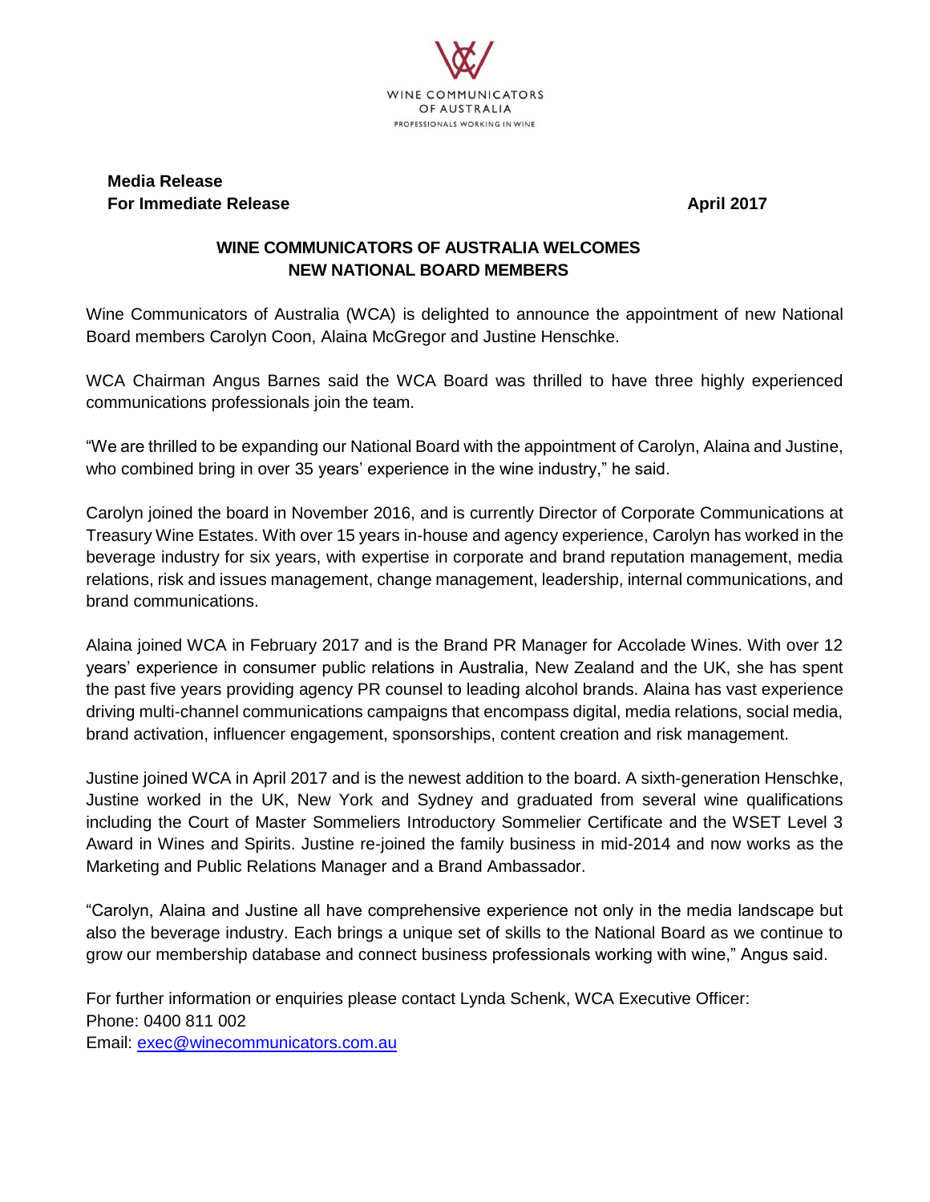WINE COMMUNICATORS
OF AUSTRALIA
PROFESSIONALS WORKING IN WINE

**Media Release**
**For Immediate Release** **April 2017**

## WINE COMMUNICATORS OF AUSTRALIA WELCOMES NEW NATIONAL BOARD MEMBERS

Wine Communicators of Australia (WCA) is delighted to announce the appointment of new National Board members Carolyn Coon, Alaina McGregor and Justine Henschke.

WCA Chairman Angus Barnes said the WCA Board was thrilled to have three highly experienced communications professionals join the team.

"We are thrilled to be expanding our National Board with the appointment of Carolyn, Alaina and Justine, who combined bring in over 35 years' experience in the wine industry," he said.

Carolyn joined the board in November 2016, and is currently Director of Corporate Communications at Treasury Wine Estates. With over 15 years in-house and agency experience, Carolyn has worked in the beverage industry for six years, with expertise in corporate and brand reputation management, media relations, risk and issues management, change management, leadership, internal communications, and brand communications.

Alaina joined WCA in February 2017 and is the Brand PR Manager for Accolade Wines. With over 12 years' experience in consumer public relations in Australia, New Zealand and the UK, she has spent the past five years providing agency PR counsel to leading alcohol brands. Alaina has vast experience driving multi-channel communications campaigns that encompass digital, media relations, social media, brand activation, influencer engagement, sponsorships, content creation and risk management.

Justine joined WCA in April 2017 and is the newest addition to the board. A sixth-generation Henschke, Justine worked in the UK, New York and Sydney and graduated from several wine qualifications including the Court of Master Sommeliers Introductory Sommelier Certificate and the WSET Level 3 Award in Wines and Spirits. Justine re-joined the family business in mid-2014 and now works as the Marketing and Public Relations Manager and a Brand Ambassador.

"Carolyn, Alaina and Justine all have comprehensive experience not only in the media landscape but also the beverage industry. Each brings a unique set of skills to the National Board as we continue to grow our membership database and connect business professionals working with wine," Angus said.

For further information or enquiries please contact Lynda Schenk, WCA Executive Officer:
Phone: 0400 811 002
Email: exec@winecommunicators.com.au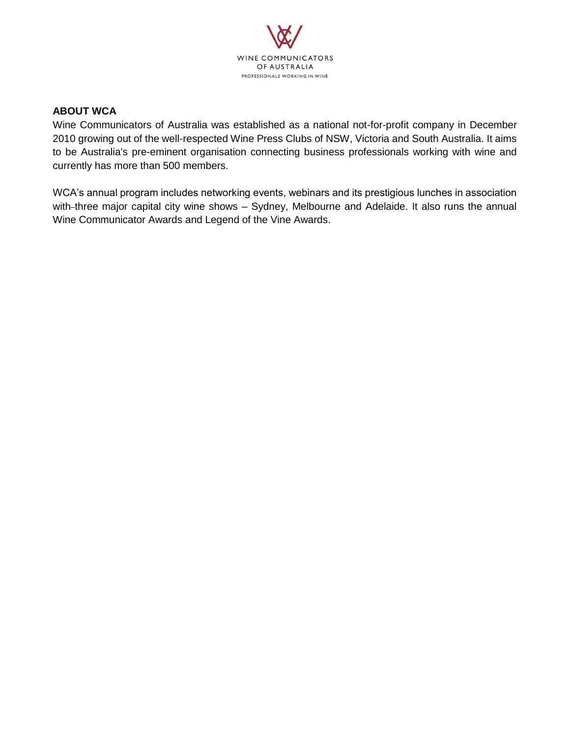WINE COMMUNICATORS
OF AUSTRALIA
PROFESSIONALS WORKING IN WINE

**ABOUT WCA**

Wine Communicators of Australia was established as a national not-for-profit company in December 2010 growing out of the well-respected Wine Press Clubs of NSW, Victoria and South Australia. It aims to be Australia's pre-eminent organisation connecting business professionals working with wine and currently has more than 500 members.

WCA's annual program includes networking events, webinars and its prestigious lunches in association with three major capital city wine shows – Sydney, Melbourne and Adelaide. It also runs the annual Wine Communicator Awards and Legend of the Vine Awards.